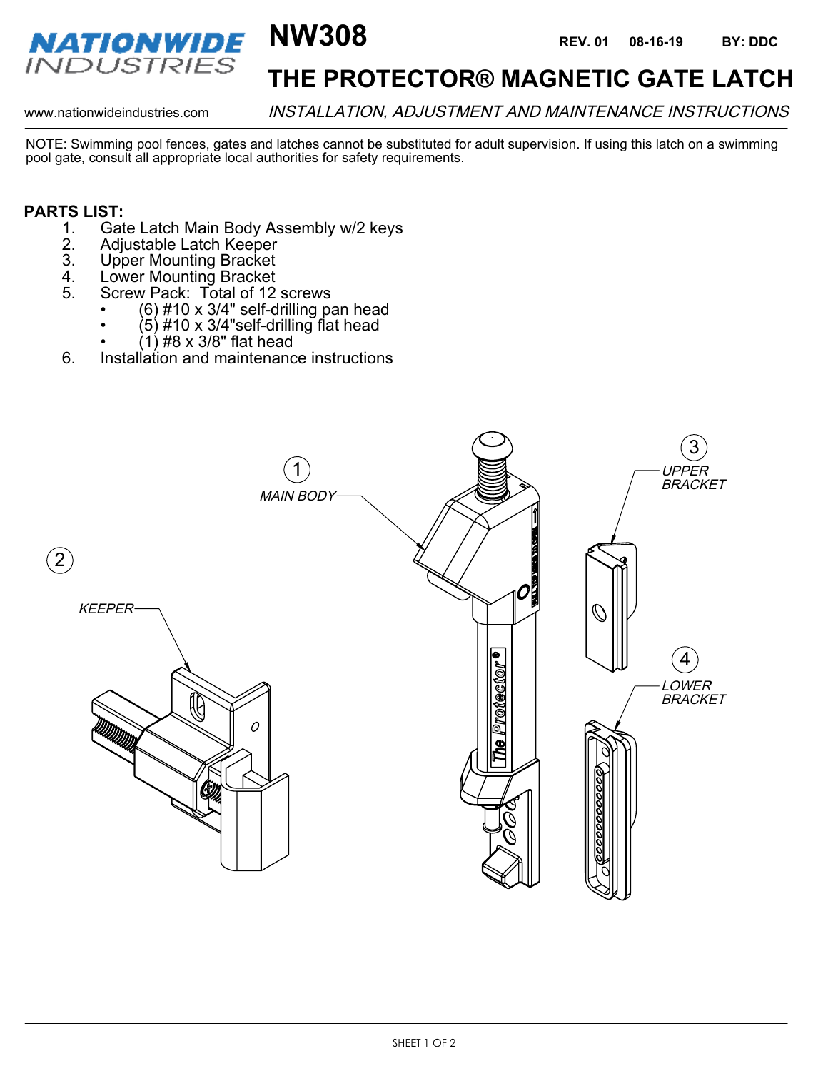# NATIONWIDE INDUSTRIES

# NW308

REV. 01 08-16-19 BY: DDC

## THE PROTECTOR® MAGNETIC GATE LATCH

www.nationwideindustries.com

*INSTALLATION, ADJUSTMENT AND MAINTENANCE INSTRUCTIONS*

NOTE: Swimming pool fences, gates and latches cannot be substituted for adult supervision. If using this latch on a swimming pool gate, consult all appropriate local authorities for safety requirements.

**PARTS LIST:**

1. Gate Latch Main Body Assembly w/2 keys
2. Adjustable Latch Keeper
3. Upper Mounting Bracket
4. Lower Mounting Bracket
5. Screw Pack: Total of 12 screws
   - (6) #10 x 3/4" self-drilling pan head
   - (5) #10 x 3/4"self-drilling flat head
   - (1) #8 x 3/8" flat head
6. Installation and maintenance instructions

1 *MAIN BODY*

2 *KEEPER*

3 *UPPER BRACKET*

4 *LOWER BRACKET*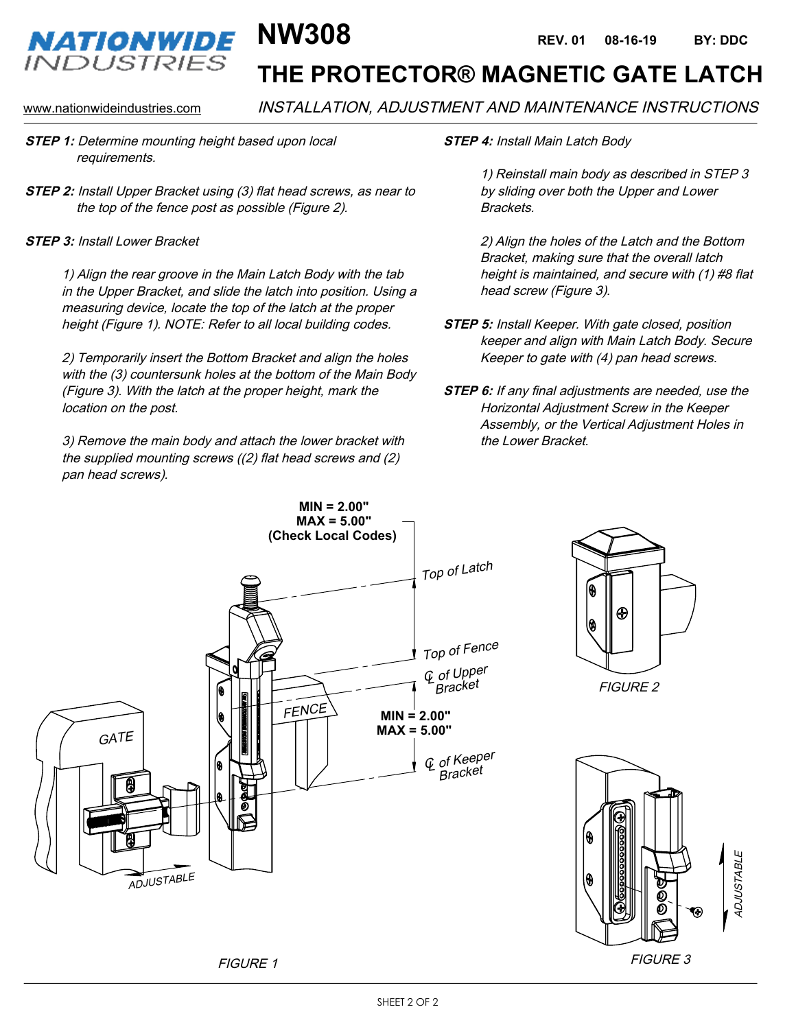# NW308

REV. 01 08-16-19 BY: DDC

## THE PROTECTOR® MAGNETIC GATE LATCH

www.nationwideindustries.com

*INSTALLATION, ADJUSTMENT AND MAINTENANCE INSTRUCTIONS*

***STEP 1:*** *Determine mounting height based upon local requirements.*

***STEP 2:*** *Install Upper Bracket using (3) flat head screws, as near to the top of the fence post as possible (Figure 2).*

***STEP 3:*** *Install Lower Bracket*

*1) Align the rear groove in the Main Latch Body with the tab in the Upper Bracket, and slide the latch into position. Using a measuring device, locate the top of the latch at the proper height (Figure 1). NOTE: Refer to all local building codes.*

*2) Temporarily insert the Bottom Bracket and align the holes with the (3) countersunk holes at the bottom of the Main Body (Figure 3). With the latch at the proper height, mark the location on the post.*

*3) Remove the main body and attach the lower bracket with the supplied mounting screws ((2) flat head screws and (2) pan head screws).*

***STEP 4:*** *Install Main Latch Body*

*1) Reinstall main body as described in STEP 3 by sliding over both the Upper and Lower Brackets.*

*2) Align the holes of the Latch and the Bottom Bracket, making sure that the overall latch height is maintained, and secure with (1) #8 flat head screw (Figure 3).*

***STEP 5:*** *Install Keeper. With gate closed, position keeper and align with Main Latch Body. Secure Keeper to gate with (4) pan head screws.*

***STEP 6:*** *If any final adjustments are needed, use the Horizontal Adjustment Screw in the Keeper Assembly, or the Vertical Adjustment Holes in the Lower Bracket.*

**MIN = 2.00"**
**MAX = 5.00"**
**(Check Local Codes)**

*Top of Latch*

*Top of Fence*

*℄ of Upper Bracket*

*FENCE*

**MIN = 2.00"**
**MAX = 5.00"**

*℄ of Keeper Bracket*

*GATE*

*ADJUSTABLE*

*FIGURE 1*

*FIGURE 2*

*ADJUSTABLE*

*FIGURE 3*